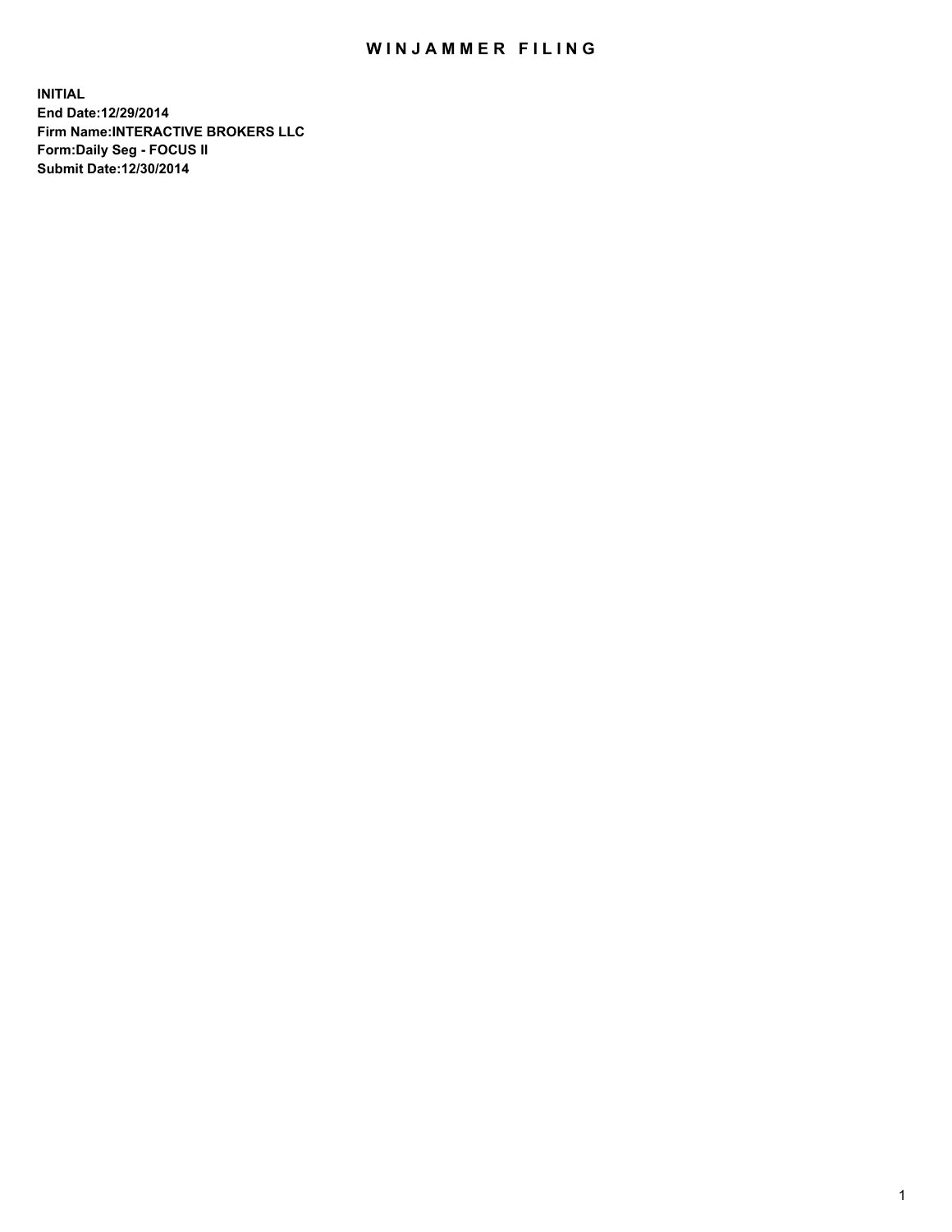# WINJAMMER FILING

**INITIAL**
**End Date:12/29/2014**
**Firm Name:INTERACTIVE BROKERS LLC**
**Form:Daily Seg - FOCUS II**
**Submit Date:12/30/2014**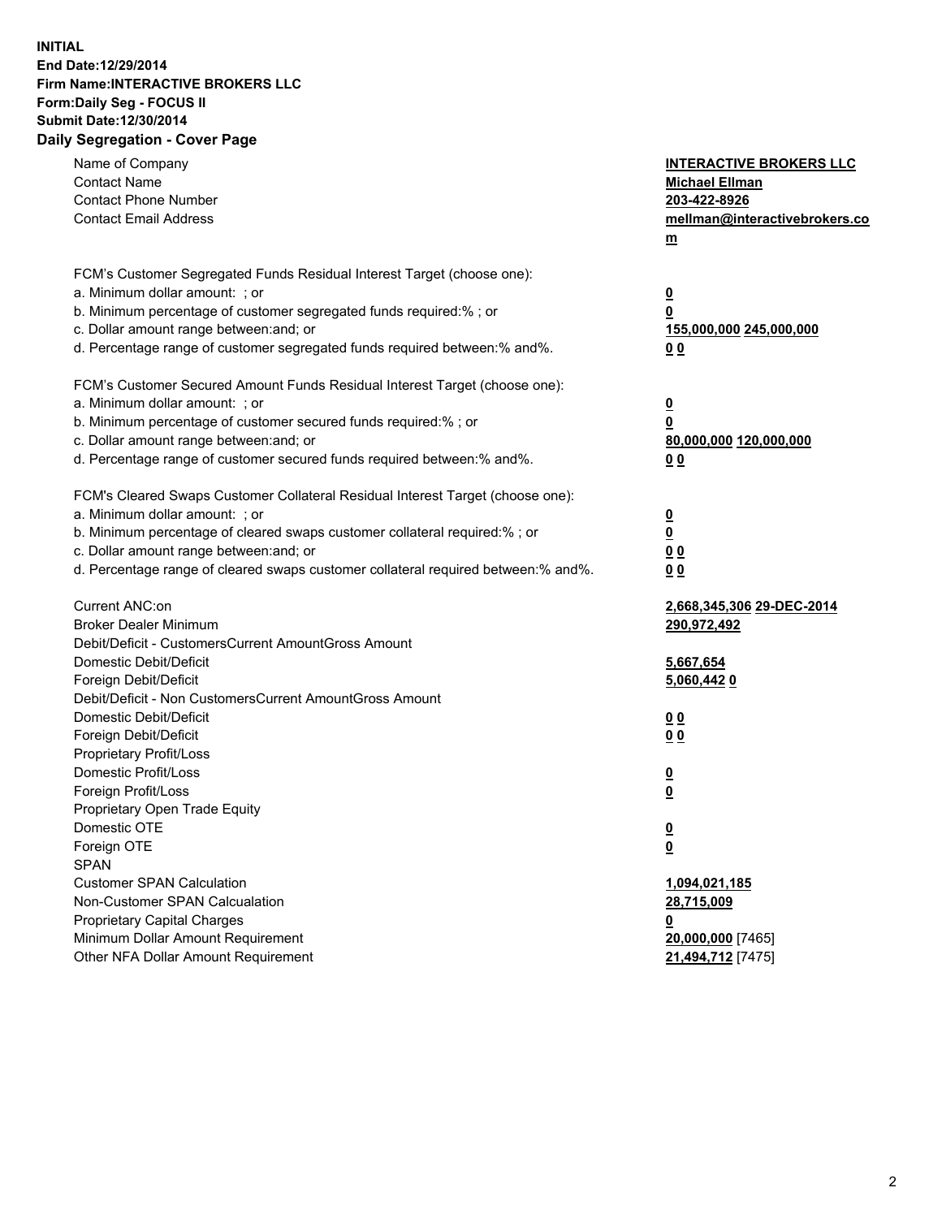**INITIAL**
**End Date:12/29/2014**
**Firm Name:INTERACTIVE BROKERS LLC**
**Form:Daily Seg - FOCUS II**
**Submit Date:12/30/2014**

## Daily Segregation - Cover Page

| | |
|---|---|
| Name of Company | **INTERACTIVE BROKERS LLC** |
| Contact Name | **Michael Ellman** |
| Contact Phone Number | **203-422-8926** |
| Contact Email Address | **mellman@interactivebrokers.com** |
| | |
| FCM's Customer Segregated Funds Residual Interest Target (choose one): | |
| a. Minimum dollar amount: ; or | **0** |
| b. Minimum percentage of customer segregated funds required:% ; or | **0** |
| c. Dollar amount range between:and; or | **155,000,000 245,000,000** |
| d. Percentage range of customer segregated funds required between:% and%. | **0 0** |
| | |
| FCM's Customer Secured Amount Funds Residual Interest Target (choose one): | |
| a. Minimum dollar amount: ; or | **0** |
| b. Minimum percentage of customer secured funds required:% ; or | **0** |
| c. Dollar amount range between:and; or | **80,000,000 120,000,000** |
| d. Percentage range of customer secured funds required between:% and%. | **0 0** |
| | |
| FCM's Cleared Swaps Customer Collateral Residual Interest Target (choose one): | |
| a. Minimum dollar amount: ; or | **0** |
| b. Minimum percentage of cleared swaps customer collateral required:% ; or | **0** |
| c. Dollar amount range between:and; or | **0 0** |
| d. Percentage range of cleared swaps customer collateral required between:% and%. | **0 0** |
| | |
| Current ANC:on | **2,668,345,306 29-DEC-2014** |
| Broker Dealer Minimum | **290,972,492** |
| Debit/Deficit - CustomersCurrent AmountGross Amount | |
| Domestic Debit/Deficit | **5,667,654** |
| Foreign Debit/Deficit | **5,060,442 0** |
| Debit/Deficit - Non CustomersCurrent AmountGross Amount | |
| Domestic Debit/Deficit | **0 0** |
| Foreign Debit/Deficit | **0 0** |
| Proprietary Profit/Loss | |
| Domestic Profit/Loss | **0** |
| Foreign Profit/Loss | **0** |
| Proprietary Open Trade Equity | |
| Domestic OTE | **0** |
| Foreign OTE | **0** |
| SPAN | |
| Customer SPAN Calculation | **1,094,021,185** |
| Non-Customer SPAN Calcualation | **28,715,009** |
| Proprietary Capital Charges | **0** |
| Minimum Dollar Amount Requirement | **20,000,000** [7465] |
| Other NFA Dollar Amount Requirement | **21,494,712** [7475] |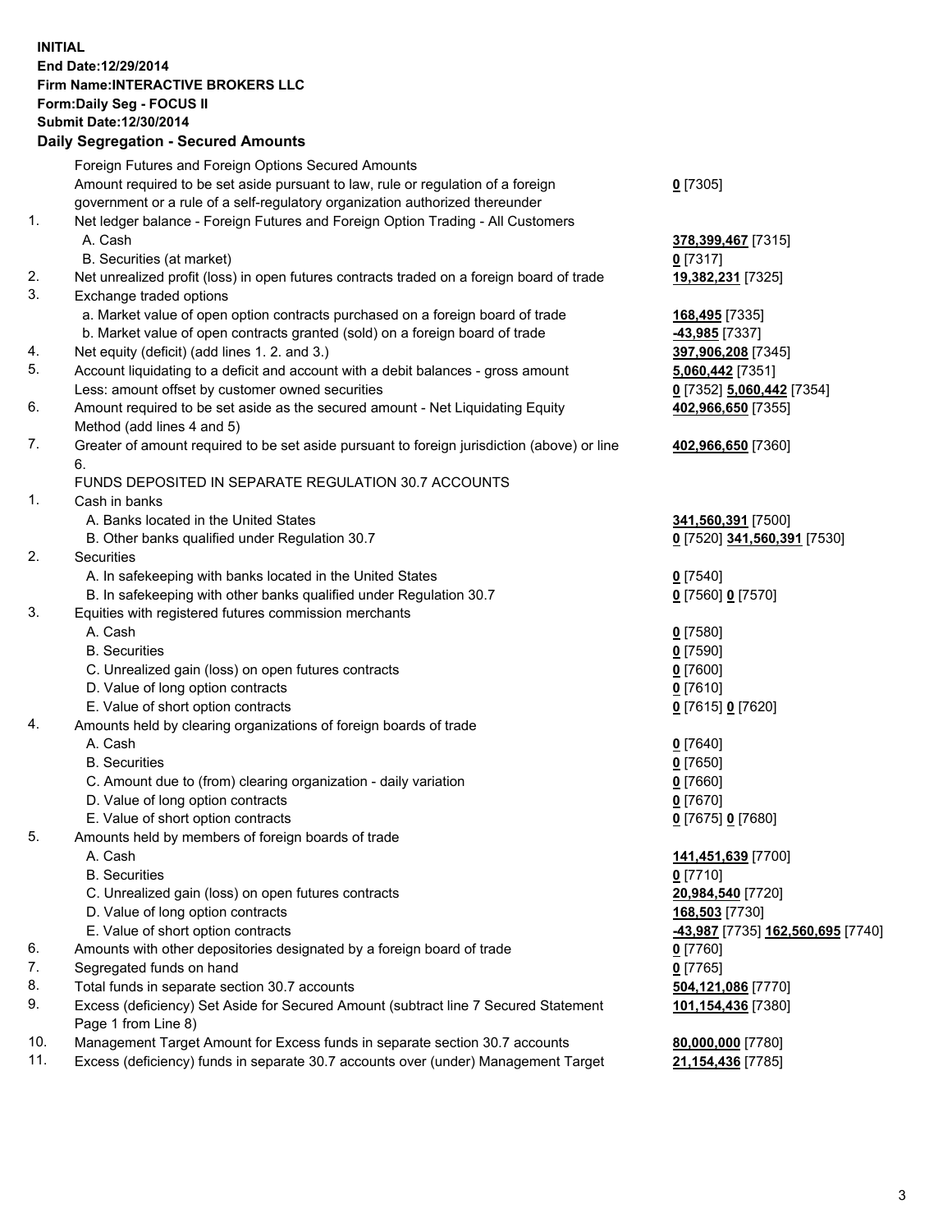**INITIAL**
**End Date:12/29/2014**
**Firm Name:INTERACTIVE BROKERS LLC**
**Form:Daily Seg - FOCUS II**
**Submit Date:12/30/2014**

## Daily Segregation - Secured Amounts

| | | |
|---|---|---|
| | Foreign Futures and Foreign Options Secured Amounts | |
| | Amount required to be set aside pursuant to law, rule or regulation of a foreign government or a rule of a self-regulatory organization authorized thereunder | **0** [7305] |
| 1. | Net ledger balance - Foreign Futures and Foreign Option Trading - All Customers | |
| | A. Cash | **378,399,467** [7315] |
| | B. Securities (at market) | **0** [7317] |
| 2. | Net unrealized profit (loss) in open futures contracts traded on a foreign board of trade | **19,382,231** [7325] |
| 3. | Exchange traded options | |
| | a. Market value of open option contracts purchased on a foreign board of trade | **168,495** [7335] |
| | b. Market value of open contracts granted (sold) on a foreign board of trade | **-43,985** [7337] |
| 4. | Net equity (deficit) (add lines 1. 2. and 3.) | **397,906,208** [7345] |
| 5. | Account liquidating to a deficit and account with a debit balances - gross amount | **5,060,442** [7351] |
| | Less: amount offset by customer owned securities | **0** [7352] **5,060,442** [7354] |
| 6. | Amount required to be set aside as the secured amount - Net Liquidating Equity Method (add lines 4 and 5) | **402,966,650** [7355] |
| 7. | Greater of amount required to be set aside pursuant to foreign jurisdiction (above) or line 6. | **402,966,650** [7360] |
| | FUNDS DEPOSITED IN SEPARATE REGULATION 30.7 ACCOUNTS | |
| 1. | Cash in banks | |
| | A. Banks located in the United States | **341,560,391** [7500] |
| | B. Other banks qualified under Regulation 30.7 | **0** [7520] **341,560,391** [7530] |
| 2. | Securities | |
| | A. In safekeeping with banks located in the United States | **0** [7540] |
| | B. In safekeeping with other banks qualified under Regulation 30.7 | **0** [7560] **0** [7570] |
| 3. | Equities with registered futures commission merchants | |
| | A. Cash | **0** [7580] |
| | B. Securities | **0** [7590] |
| | C. Unrealized gain (loss) on open futures contracts | **0** [7600] |
| | D. Value of long option contracts | **0** [7610] |
| | E. Value of short option contracts | **0** [7615] **0** [7620] |
| 4. | Amounts held by clearing organizations of foreign boards of trade | |
| | A. Cash | **0** [7640] |
| | B. Securities | **0** [7650] |
| | C. Amount due to (from) clearing organization - daily variation | **0** [7660] |
| | D. Value of long option contracts | **0** [7670] |
| | E. Value of short option contracts | **0** [7675] **0** [7680] |
| 5. | Amounts held by members of foreign boards of trade | |
| | A. Cash | **141,451,639** [7700] |
| | B. Securities | **0** [7710] |
| | C. Unrealized gain (loss) on open futures contracts | **20,984,540** [7720] |
| | D. Value of long option contracts | **168,503** [7730] |
| | E. Value of short option contracts | **-43,987** [7735] **162,560,695** [7740] |
| 6. | Amounts with other depositories designated by a foreign board of trade | **0** [7760] |
| 7. | Segregated funds on hand | **0** [7765] |
| 8. | Total funds in separate section 30.7 accounts | **504,121,086** [7770] |
| 9. | Excess (deficiency) Set Aside for Secured Amount (subtract line 7 Secured Statement Page 1 from Line 8) | **101,154,436** [7380] |
| 10. | Management Target Amount for Excess funds in separate section 30.7 accounts | **80,000,000** [7780] |
| 11. | Excess (deficiency) funds in separate 30.7 accounts over (under) Management Target | **21,154,436** [7785] |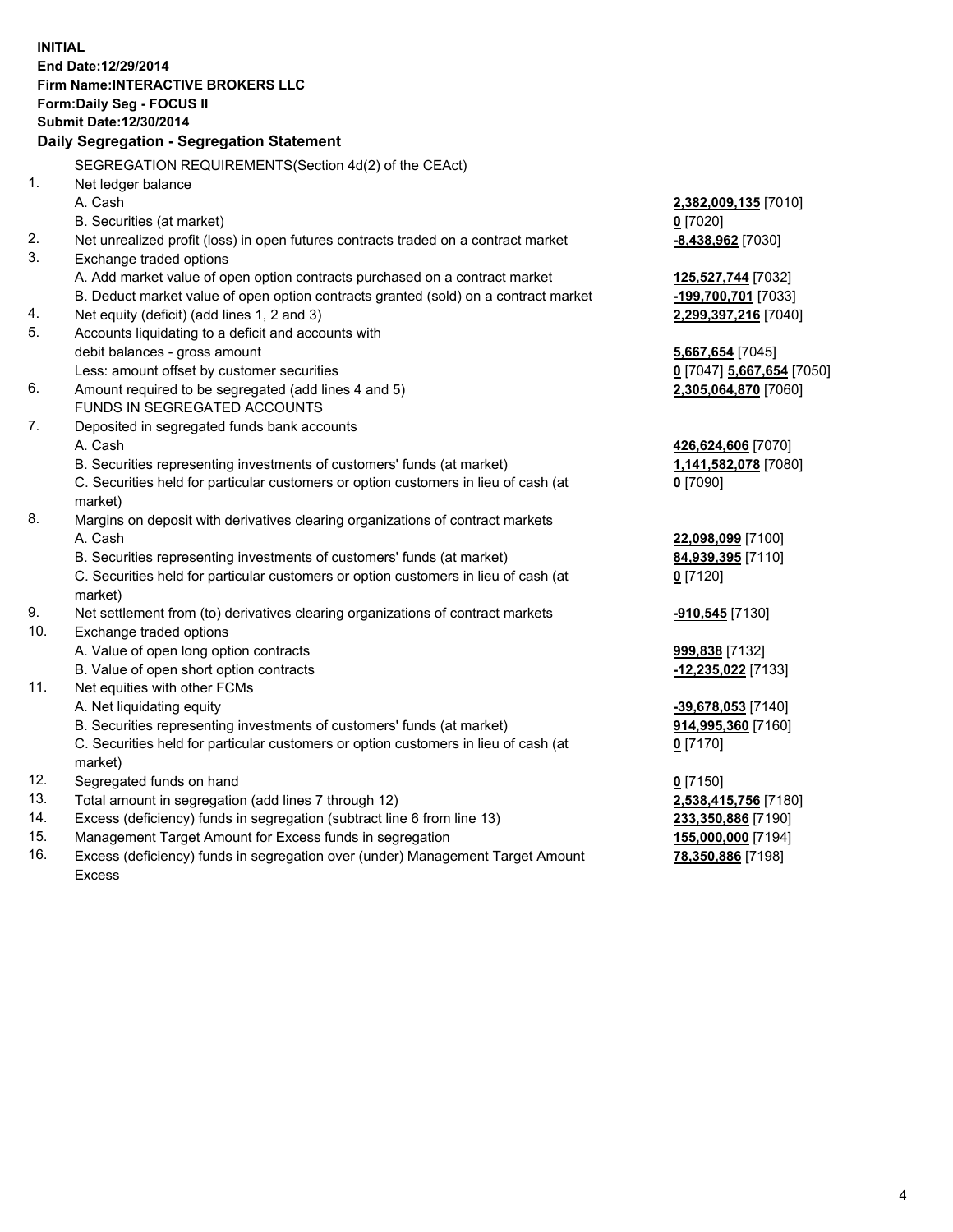**INITIAL**
**End Date:12/29/2014**
**Firm Name:INTERACTIVE BROKERS LLC**
**Form:Daily Seg - FOCUS II**
**Submit Date:12/30/2014**

## Daily Segregation - Segregation Statement

SEGREGATION REQUIREMENTS(Section 4d(2) of the CEAct)

| | | |
|---|---|---|
| 1. | Net ledger balance | |
| | A. Cash | **2,382,009,135** [7010] |
| | B. Securities (at market) | **0** [7020] |
| 2. | Net unrealized profit (loss) in open futures contracts traded on a contract market | **-8,438,962** [7030] |
| 3. | Exchange traded options | |
| | A. Add market value of open option contracts purchased on a contract market | **125,527,744** [7032] |
| | B. Deduct market value of open option contracts granted (sold) on a contract market | **-199,700,701** [7033] |
| 4. | Net equity (deficit) (add lines 1, 2 and 3) | **2,299,397,216** [7040] |
| 5. | Accounts liquidating to a deficit and accounts with debit balances - gross amount | **5,667,654** [7045] |
| | Less: amount offset by customer securities | **0** [7047] **5,667,654** [7050] |
| 6. | Amount required to be segregated (add lines 4 and 5) | **2,305,064,870** [7060] |
| | FUNDS IN SEGREGATED ACCOUNTS | |
| 7. | Deposited in segregated funds bank accounts | |
| | A. Cash | **426,624,606** [7070] |
| | B. Securities representing investments of customers' funds (at market) | **1,141,582,078** [7080] |
| | C. Securities held for particular customers or option customers in lieu of cash (at market) | **0** [7090] |
| 8. | Margins on deposit with derivatives clearing organizations of contract markets | |
| | A. Cash | **22,098,099** [7100] |
| | B. Securities representing investments of customers' funds (at market) | **84,939,395** [7110] |
| | C. Securities held for particular customers or option customers in lieu of cash (at market) | **0** [7120] |
| 9. | Net settlement from (to) derivatives clearing organizations of contract markets | **-910,545** [7130] |
| 10. | Exchange traded options | |
| | A. Value of open long option contracts | **999,838** [7132] |
| | B. Value of open short option contracts | **-12,235,022** [7133] |
| 11. | Net equities with other FCMs | |
| | A. Net liquidating equity | **-39,678,053** [7140] |
| | B. Securities representing investments of customers' funds (at market) | **914,995,360** [7160] |
| | C. Securities held for particular customers or option customers in lieu of cash (at market) | **0** [7170] |
| 12. | Segregated funds on hand | **0** [7150] |
| 13. | Total amount in segregation (add lines 7 through 12) | **2,538,415,756** [7180] |
| 14. | Excess (deficiency) funds in segregation (subtract line 6 from line 13) | **233,350,886** [7190] |
| 15. | Management Target Amount for Excess funds in segregation | **155,000,000** [7194] |
| 16. | Excess (deficiency) funds in segregation over (under) Management Target Amount Excess | **78,350,886** [7198] |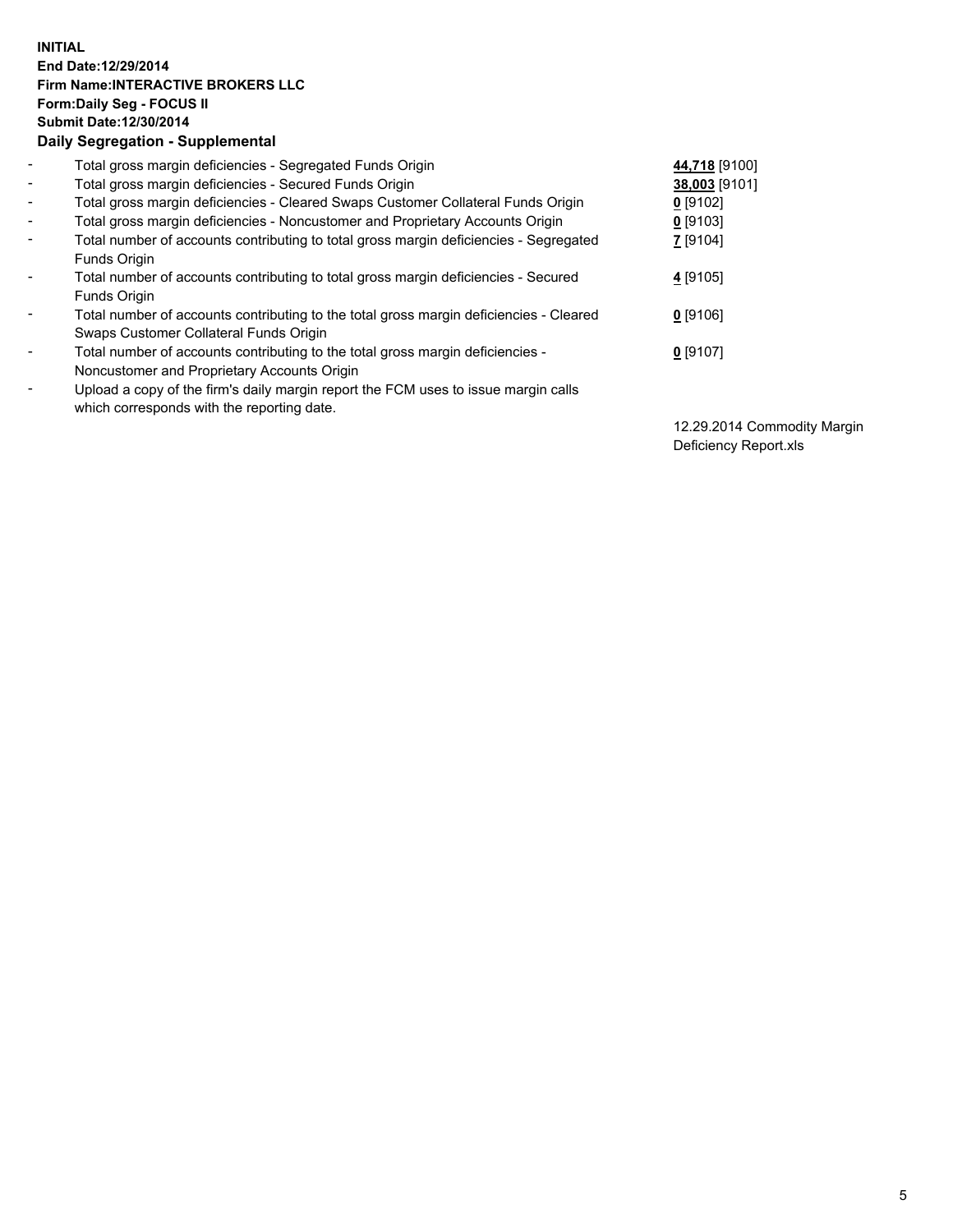**INITIAL**
**End Date:12/29/2014**
**Firm Name:INTERACTIVE BROKERS LLC**
**Form:Daily Seg - FOCUS II**
**Submit Date:12/30/2014**
**Daily Segregation - Supplemental**

| | | |
|---|---|---|
| - | Total gross margin deficiencies - Segregated Funds Origin | **44,718** [9100] |
| - | Total gross margin deficiencies - Secured Funds Origin | **38,003** [9101] |
| - | Total gross margin deficiencies - Cleared Swaps Customer Collateral Funds Origin | **0** [9102] |
| - | Total gross margin deficiencies - Noncustomer and Proprietary Accounts Origin | **0** [9103] |
| - | Total number of accounts contributing to total gross margin deficiencies - Segregated Funds Origin | **7** [9104] |
| - | Total number of accounts contributing to total gross margin deficiencies - Secured Funds Origin | **4** [9105] |
| - | Total number of accounts contributing to the total gross margin deficiencies - Cleared Swaps Customer Collateral Funds Origin | **0** [9106] |
| - | Total number of accounts contributing to the total gross margin deficiencies - Noncustomer and Proprietary Accounts Origin | **0** [9107] |
| - | Upload a copy of the firm's daily margin report the FCM uses to issue margin calls which corresponds with the reporting date. | 12.29.2014 Commodity Margin Deficiency Report.xls |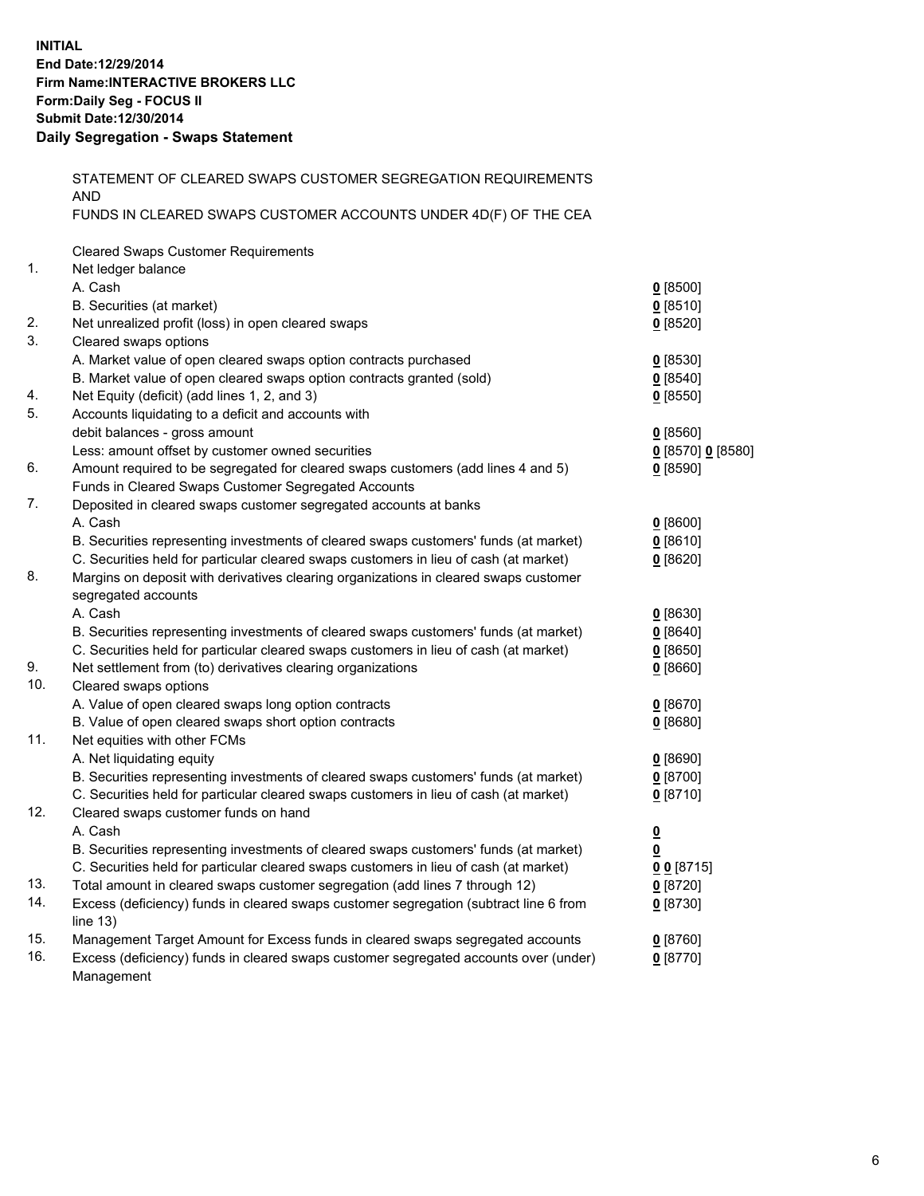**INITIAL**
**End Date:12/29/2014**
**Firm Name:INTERACTIVE BROKERS LLC**
**Form:Daily Seg - FOCUS II**
**Submit Date:12/30/2014**
**Daily Segregation - Swaps Statement**

STATEMENT OF CLEARED SWAPS CUSTOMER SEGREGATION REQUIREMENTS AND FUNDS IN CLEARED SWAPS CUSTOMER ACCOUNTS UNDER 4D(F) OF THE CEA

| | | |
|---|---|---|
| | Cleared Swaps Customer Requirements | |
| 1. | Net ledger balance | |
| | A. Cash | 0 [8500] |
| | B. Securities (at market) | 0 [8510] |
| 2. | Net unrealized profit (loss) in open cleared swaps | 0 [8520] |
| 3. | Cleared swaps options | |
| | A. Market value of open cleared swaps option contracts purchased | 0 [8530] |
| | B. Market value of open cleared swaps option contracts granted (sold) | 0 [8540] |
| 4. | Net Equity (deficit) (add lines 1, 2, and 3) | 0 [8550] |
| 5. | Accounts liquidating to a deficit and accounts with debit balances - gross amount | 0 [8560] |
| | Less: amount offset by customer owned securities | 0 [8570] 0 [8580] |
| 6. | Amount required to be segregated for cleared swaps customers (add lines 4 and 5) | 0 [8590] |
| | Funds in Cleared Swaps Customer Segregated Accounts | |
| 7. | Deposited in cleared swaps customer segregated accounts at banks | |
| | A. Cash | 0 [8600] |
| | B. Securities representing investments of cleared swaps customers' funds (at market) | 0 [8610] |
| | C. Securities held for particular cleared swaps customers in lieu of cash (at market) | 0 [8620] |
| 8. | Margins on deposit with derivatives clearing organizations in cleared swaps customer segregated accounts | |
| | A. Cash | 0 [8630] |
| | B. Securities representing investments of cleared swaps customers' funds (at market) | 0 [8640] |
| | C. Securities held for particular cleared swaps customers in lieu of cash (at market) | 0 [8650] |
| 9. | Net settlement from (to) derivatives clearing organizations | 0 [8660] |
| 10. | Cleared swaps options | |
| | A. Value of open cleared swaps long option contracts | 0 [8670] |
| | B. Value of open cleared swaps short option contracts | 0 [8680] |
| 11. | Net equities with other FCMs | |
| | A. Net liquidating equity | 0 [8690] |
| | B. Securities representing investments of cleared swaps customers' funds (at market) | 0 [8700] |
| | C. Securities held for particular cleared swaps customers in lieu of cash (at market) | 0 [8710] |
| 12. | Cleared swaps customer funds on hand | |
| | A. Cash | 0 |
| | B. Securities representing investments of cleared swaps customers' funds (at market) | 0 |
| | C. Securities held for particular cleared swaps customers in lieu of cash (at market) | 0 0 [8715] |
| 13. | Total amount in cleared swaps customer segregation (add lines 7 through 12) | 0 [8720] |
| 14. | Excess (deficiency) funds in cleared swaps customer segregation (subtract line 6 from line 13) | 0 [8730] |
| 15. | Management Target Amount for Excess funds in cleared swaps segregated accounts | 0 [8760] |
| 16. | Excess (deficiency) funds in cleared swaps customer segregated accounts over (under) Management | 0 [8770] |